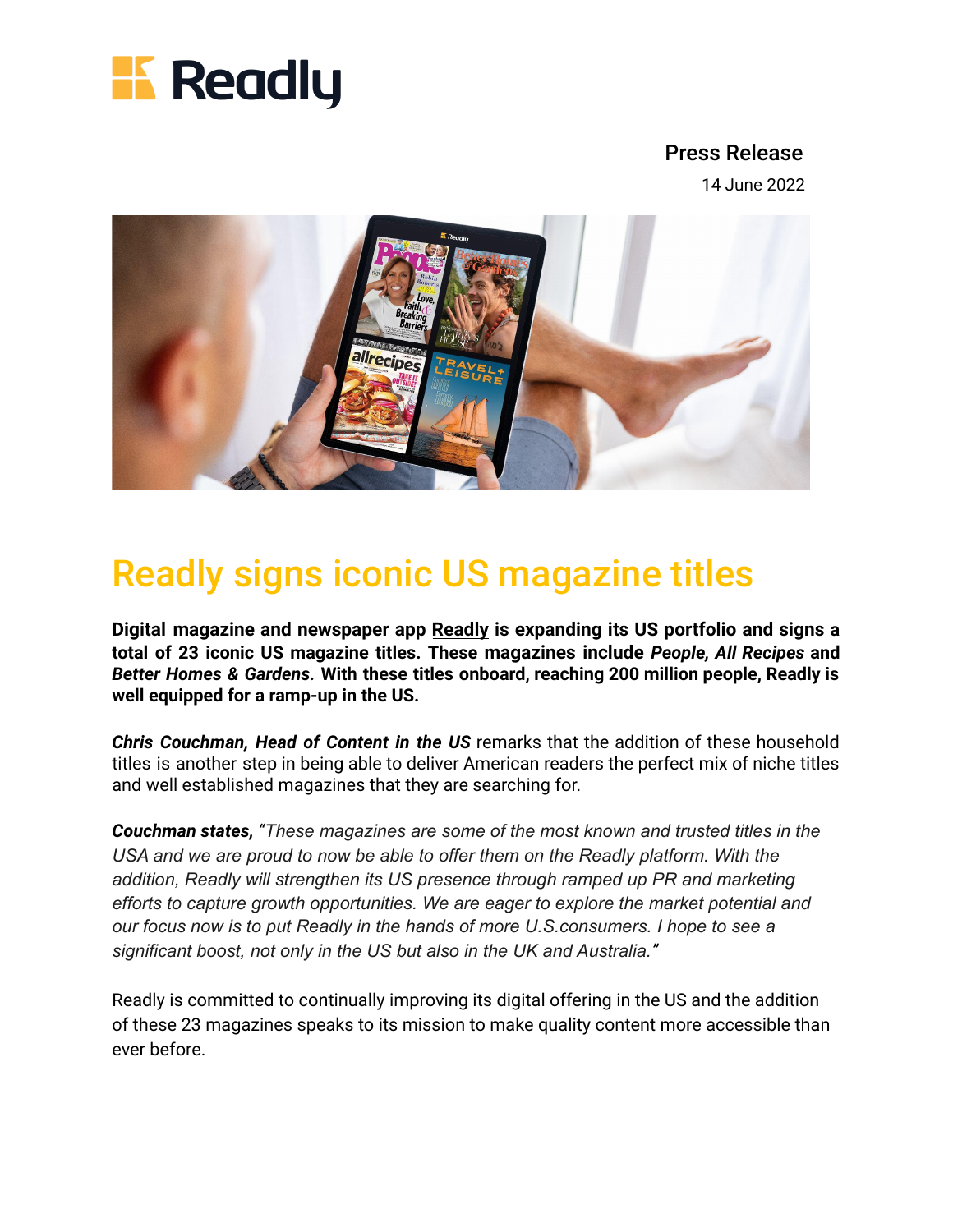Readly

Press Release

14 June 2022

# Readly signs iconic US magazine titles

**Digital magazine and newspaper app Readly is expanding its US portfolio and signs a total of 23 iconic US magazine titles. These magazines include *People, All Recipes* and *Better Homes & Gardens*. With these titles onboard, reaching 200 million people, Readly is well equipped for a ramp-up in the US.**

***Chris Couchman, Head of Content in the US*** remarks that the addition of these household titles is another step in being able to deliver American readers the perfect mix of niche titles and well established magazines that they are searching for.

***Couchman states,*** *"These magazines are some of the most known and trusted titles in the USA and we are proud to now be able to offer them on the Readly platform. With the addition, Readly will strengthen its US presence through ramped up PR and marketing efforts to capture growth opportunities. We are eager to explore the market potential and our focus now is to put Readly in the hands of more U.S.consumers. I hope to see a significant boost, not only in the US but also in the UK and Australia."*

Readly is committed to continually improving its digital offering in the US and the addition of these 23 magazines speaks to its mission to make quality content more accessible than ever before.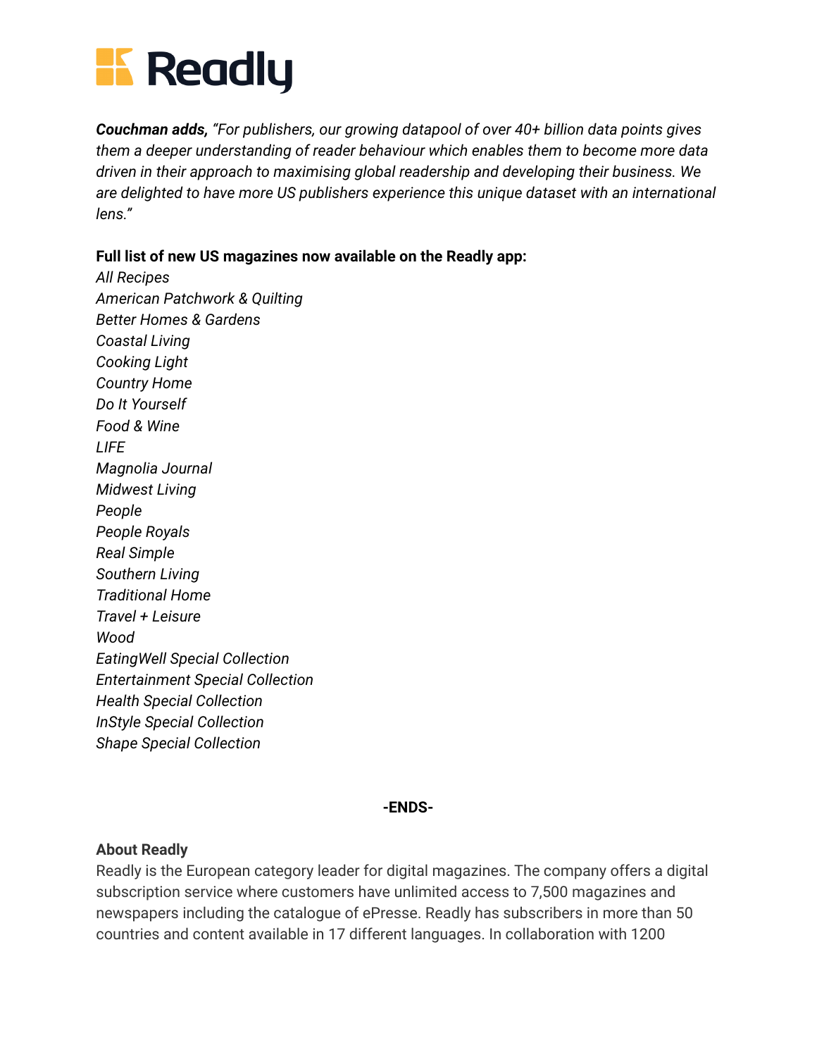***Couchman adds,*** *"For publishers, our growing datapool of over 40+ billion data points gives them a deeper understanding of reader behaviour which enables them to become more data driven in their approach to maximising global readership and developing their business. We are delighted to have more US publishers experience this unique dataset with an international lens."*

**Full list of new US magazines now available on the Readly app:**

*All Recipes*
*American Patchwork & Quilting*
*Better Homes & Gardens*
*Coastal Living*
*Cooking Light*
*Country Home*
*Do It Yourself*
*Food & Wine*
*LIFE*
*Magnolia Journal*
*Midwest Living*
*People*
*People Royals*
*Real Simple*
*Southern Living*
*Traditional Home*
*Travel + Leisure*
*Wood*
*EatingWell Special Collection*
*Entertainment Special Collection*
*Health Special Collection*
*InStyle Special Collection*
*Shape Special Collection*

**-ENDS-**

**About Readly**

Readly is the European category leader for digital magazines. The company offers a digital subscription service where customers have unlimited access to 7,500 magazines and newspapers including the catalogue of ePresse. Readly has subscribers in more than 50 countries and content available in 17 different languages. In collaboration with 1200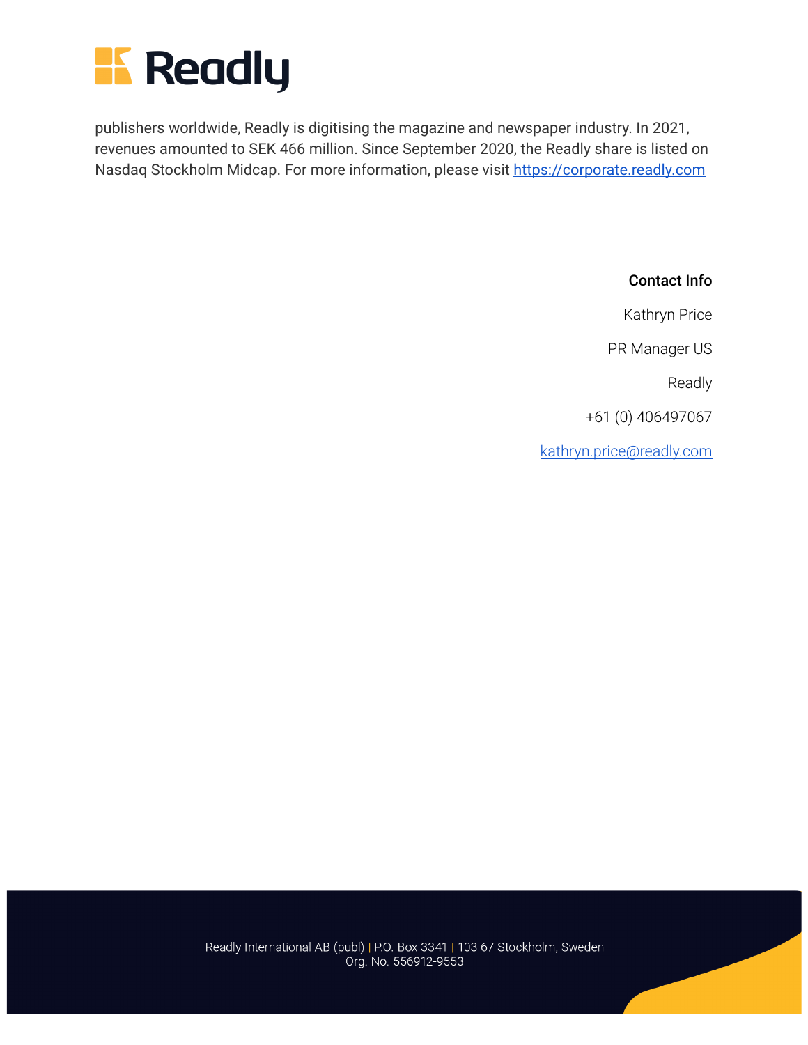publishers worldwide, Readly is digitising the magazine and newspaper industry. In 2021, revenues amounted to SEK 466 million. Since September 2020, the Readly share is listed on Nasdaq Stockholm Midcap. For more information, please visit https://corporate.readly.com

**Contact Info**

Kathryn Price

PR Manager US

Readly

+61 (0) 406497067

kathryn.price@readly.com

Readly International AB (publ) | P.O. Box 3341 | 103 67 Stockholm, Sweden
Org. No. 556912-9553